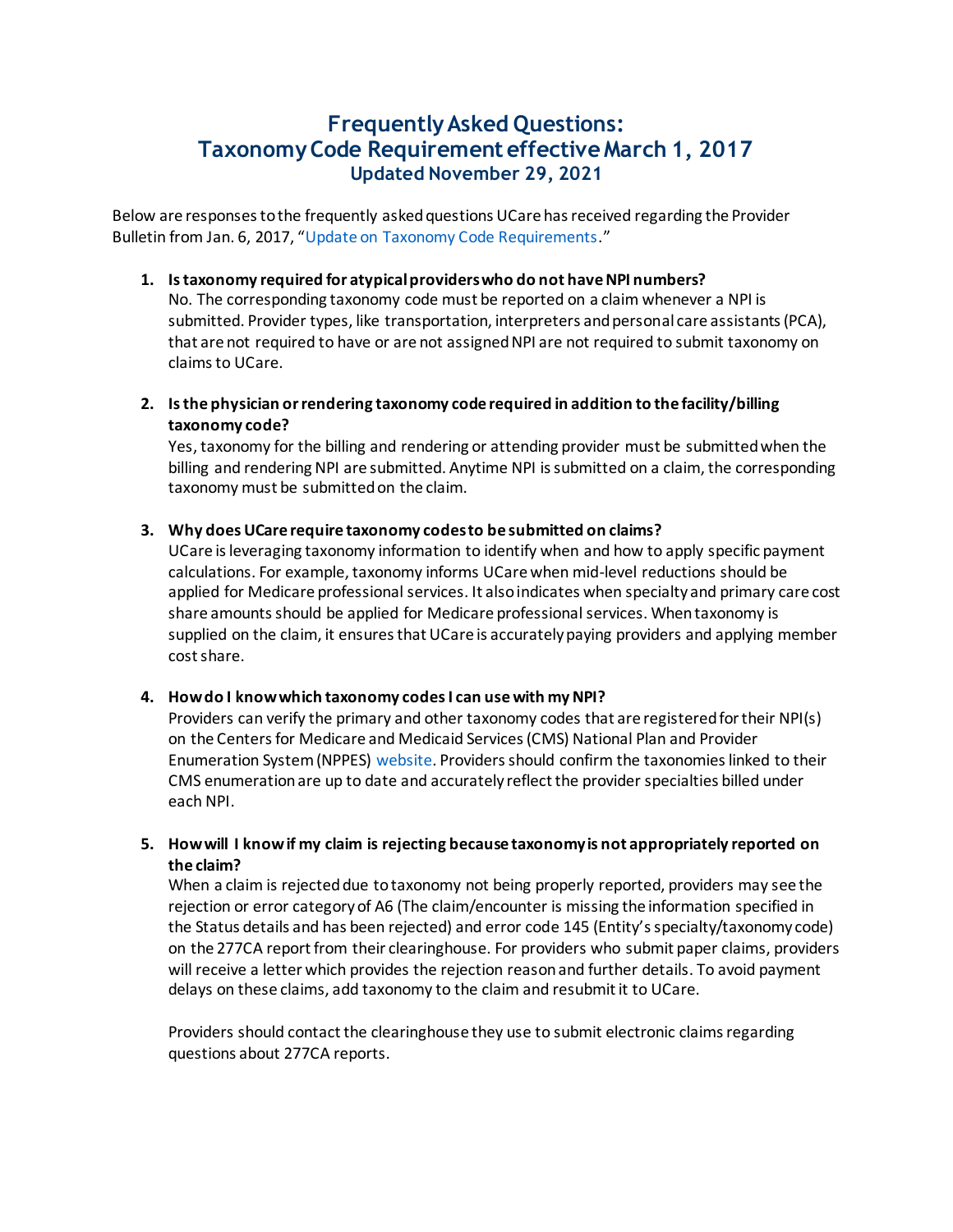# Frequently Asked Questions: Taxonomy Code Requirement effective March 1, 2017

### Updated November 29, 2021

Below are responses to the frequently asked questions UCare has received regarding the Provider Bulletin from Jan. 6, 2017, "Update on Taxonomy Code Requirements."

1. **Is taxonomy required for atypical providers who do not have NPI numbers?**
   No. The corresponding taxonomy code must be reported on a claim whenever a NPI is submitted. Provider types, like transportation, interpreters and personal care assistants (PCA), that are not required to have or are not assigned NPI are not required to submit taxonomy on claims to UCare.

2. **Is the physician or rendering taxonomy code required in addition to the facility/billing taxonomy code?**
   Yes, taxonomy for the billing and rendering or attending provider must be submitted when the billing and rendering NPI are submitted. Anytime NPI is submitted on a claim, the corresponding taxonomy must be submitted on the claim.

3. **Why does UCare require taxonomy codes to be submitted on claims?**
   UCare is leveraging taxonomy information to identify when and how to apply specific payment calculations. For example, taxonomy informs UCare when mid-level reductions should be applied for Medicare professional services. It also indicates when specialty and primary care cost share amounts should be applied for Medicare professional services. When taxonomy is supplied on the claim, it ensures that UCare is accurately paying providers and applying member cost share.

4. **How do I know which taxonomy codes I can use with my NPI?**
   Providers can verify the primary and other taxonomy codes that are registered for their NPI(s) on the Centers for Medicare and Medicaid Services (CMS) National Plan and Provider Enumeration System (NPPES) website. Providers should confirm the taxonomies linked to their CMS enumeration are up to date and accurately reflect the provider specialties billed under each NPI.

5. **How will I know if my claim is rejecting because taxonomy is not appropriately reported on the claim?**
   When a claim is rejected due to taxonomy not being properly reported, providers may see the rejection or error category of A6 (The claim/encounter is missing the information specified in the Status details and has been rejected) and error code 145 (Entity's specialty/taxonomy code) on the 277CA report from their clearinghouse. For providers who submit paper claims, providers will receive a letter which provides the rejection reason and further details. To avoid payment delays on these claims, add taxonomy to the claim and resubmit it to UCare.

   Providers should contact the clearinghouse they use to submit electronic claims regarding questions about 277CA reports.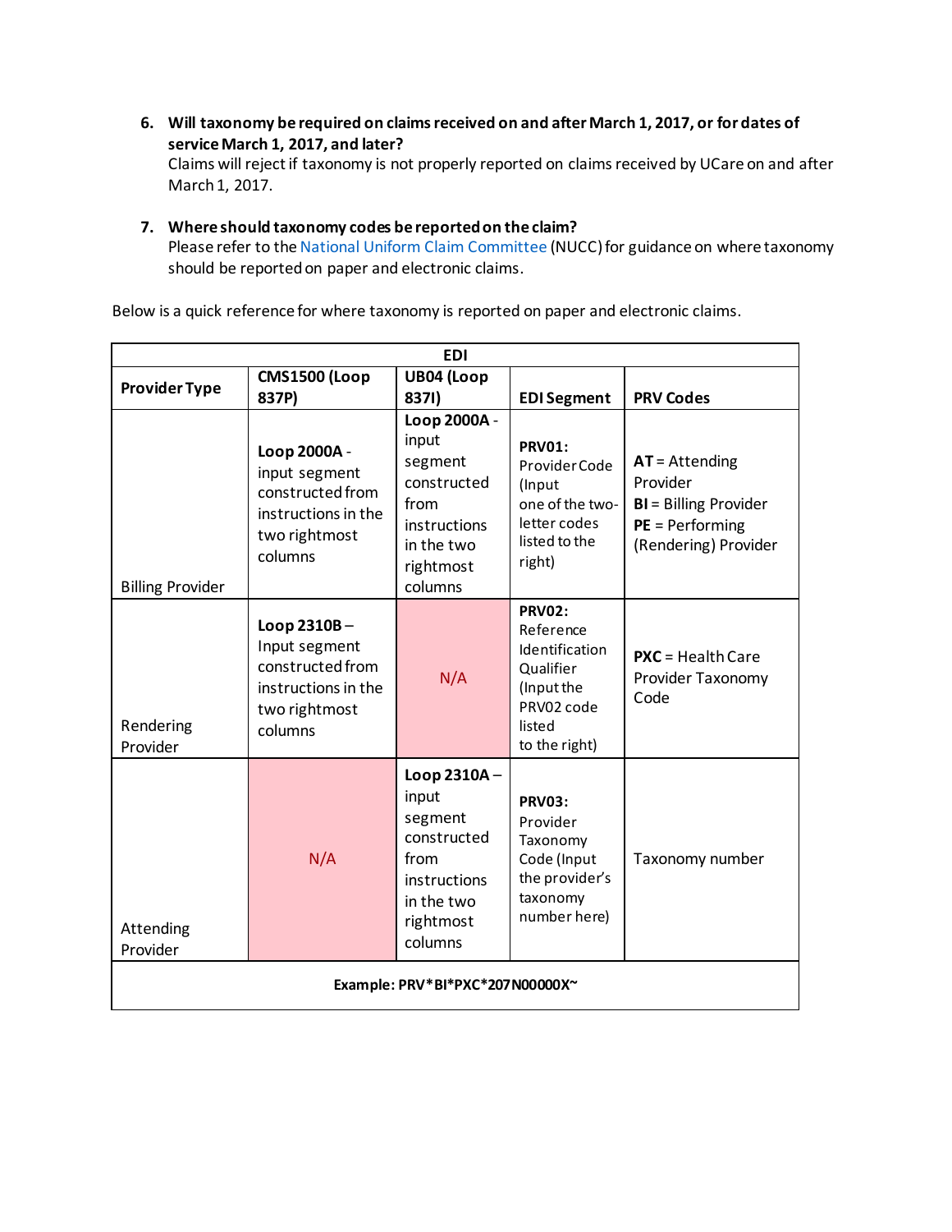6. **Will taxonomy be required on claims received on and after March 1, 2017, or for dates of service March 1, 2017, and later?**
   Claims will reject if taxonomy is not properly reported on claims received by UCare on and after March 1, 2017.

7. **Where should taxonomy codes be reported on the claim?**
   Please refer to the National Uniform Claim Committee (NUCC) for guidance on where taxonomy should be reported on paper and electronic claims.

Below is a quick reference for where taxonomy is reported on paper and electronic claims.

| **EDI** | | | | |
|---|---|---|---|---|
| **Provider Type** | **CMS1500 (Loop 837P)** | **UB04 (Loop 837I)** | **EDI Segment** | **PRV Codes** |
| Billing Provider | **Loop 2000A** - input segment constructed from instructions in the two rightmost columns | **Loop 2000A** - input segment constructed from instructions in the two rightmost columns | **PRV01:** Provider Code (Input one of the two-letter codes listed to the right) | **AT** = Attending Provider<br>**BI** = Billing Provider<br>**PE** = Performing (Rendering) Provider |
| Rendering Provider | **Loop 2310B** – Input segment constructed from instructions in the two rightmost columns | N/A | **PRV02:** Reference Identification Qualifier (Input the PRV02 code listed to the right) | **PXC** = Health Care Provider Taxonomy Code |
| Attending Provider | N/A | **Loop 2310A** – input segment constructed from instructions in the two rightmost columns | **PRV03:** Provider Taxonomy Code (Input the provider's taxonomy number here) | Taxonomy number |
| **Example: PRV*BI*PXC*207N00000X~** | | | | |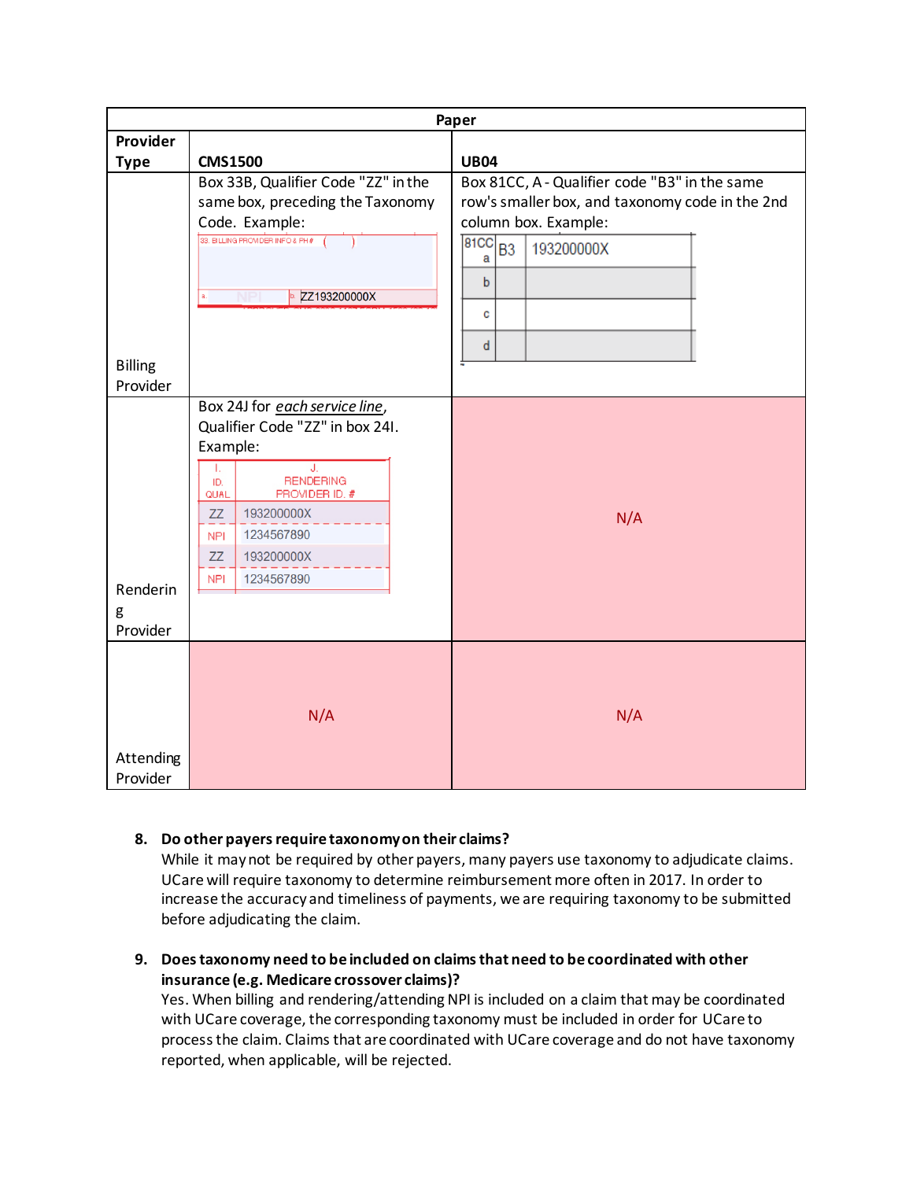| Paper | | |
|---|---|---|
| Provider Type | CMS1500 | UB04 |
| Billing Provider | Box 33B, Qualifier Code "ZZ" in the same box, preceding the Taxonomy Code. Example: 33. BILLING PROVIDER INFO & PH # ( ) a. NPI b. ZZ193200000X | Box 81CC, A - Qualifier code "B3" in the same row's smaller box, and taxonomy code in the 2nd column box. Example: 81CC a B3 193200000X; b; c; d |
| Rendering Provider | Box 24J for *each service line*, Qualifier Code "ZZ" in box 24I. Example: I. ID. QUAL / J. RENDERING PROVIDER ID. #: ZZ 193200000X; NPI 1234567890; ZZ 193200000X; NPI 1234567890 | N/A |
| Attending Provider | N/A | N/A |

8. **Do other payers require taxonomy on their claims?**
   While it may not be required by other payers, many payers use taxonomy to adjudicate claims. UCare will require taxonomy to determine reimbursement more often in 2017. In order to increase the accuracy and timeliness of payments, we are requiring taxonomy to be submitted before adjudicating the claim.

9. **Does taxonomy need to be included on claims that need to be coordinated with other insurance (e.g. Medicare crossover claims)?**
   Yes. When billing and rendering/attending NPI is included on a claim that may be coordinated with UCare coverage, the corresponding taxonomy must be included in order for UCare to process the claim. Claims that are coordinated with UCare coverage and do not have taxonomy reported, when applicable, will be rejected.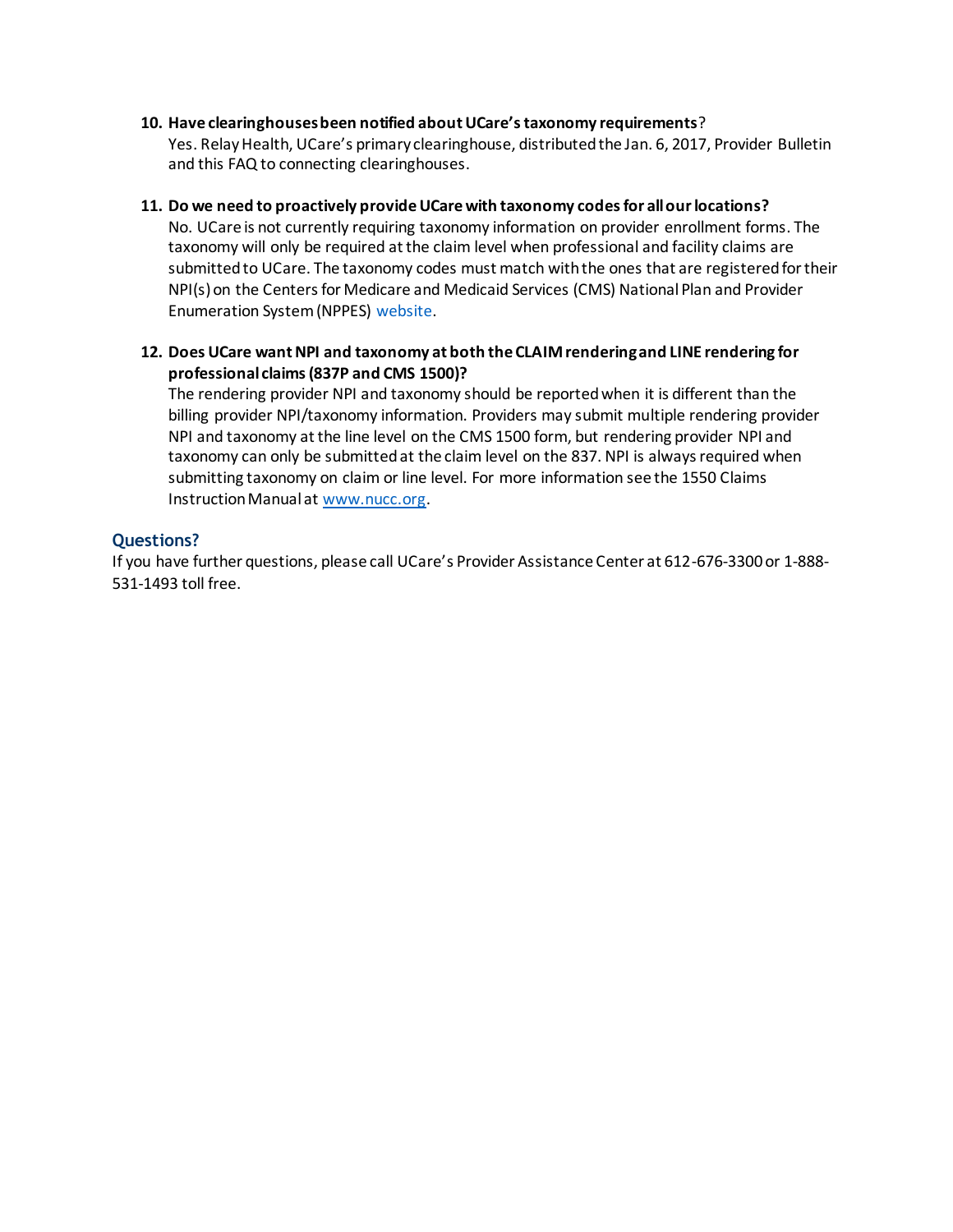10. **Have clearinghouses been notified about UCare's taxonomy requirements**?
    Yes. Relay Health, UCare's primary clearinghouse, distributed the Jan. 6, 2017, Provider Bulletin and this FAQ to connecting clearinghouses.

11. **Do we need to proactively provide UCare with taxonomy codes for all our locations?**
    No. UCare is not currently requiring taxonomy information on provider enrollment forms. The taxonomy will only be required at the claim level when professional and facility claims are submitted to UCare. The taxonomy codes must match with the ones that are registered for their NPI(s) on the Centers for Medicare and Medicaid Services (CMS) National Plan and Provider Enumeration System (NPPES) website.

12. **Does UCare want NPI and taxonomy at both the CLAIM rendering and LINE rendering for professional claims (837P and CMS 1500)?**
    The rendering provider NPI and taxonomy should be reported when it is different than the billing provider NPI/taxonomy information. Providers may submit multiple rendering provider NPI and taxonomy at the line level on the CMS 1500 form, but rendering provider NPI and taxonomy can only be submitted at the claim level on the 837. NPI is always required when submitting taxonomy on claim or line level. For more information see the 1550 Claims Instruction Manual at www.nucc.org.

## Questions?

If you have further questions, please call UCare's Provider Assistance Center at 612-676-3300 or 1-888-531-1493 toll free.